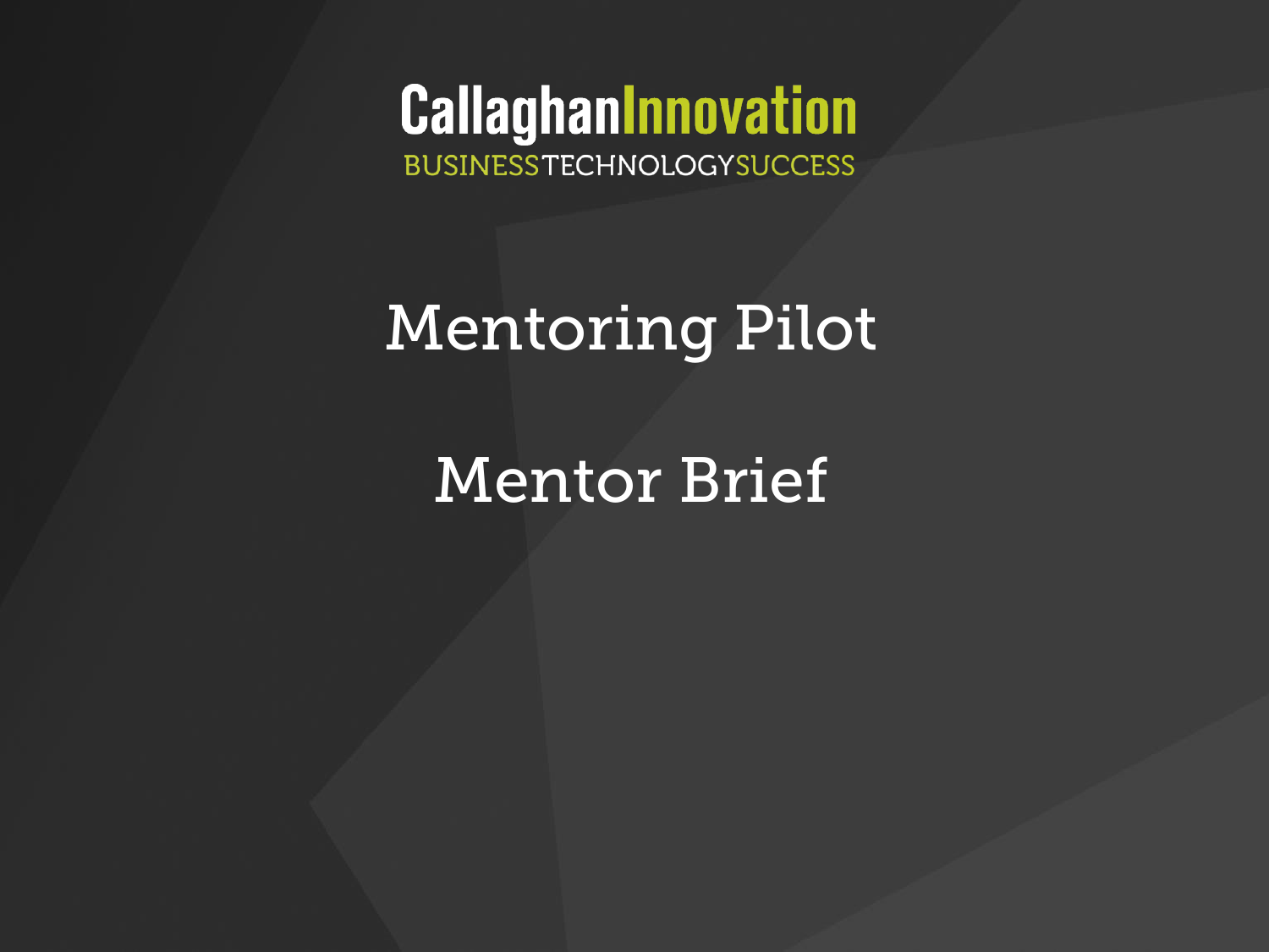Callaghan Innovation

BUSINESS TECHNOLOGY SUCCESS

# Mentoring Pilot

# Mentor Brief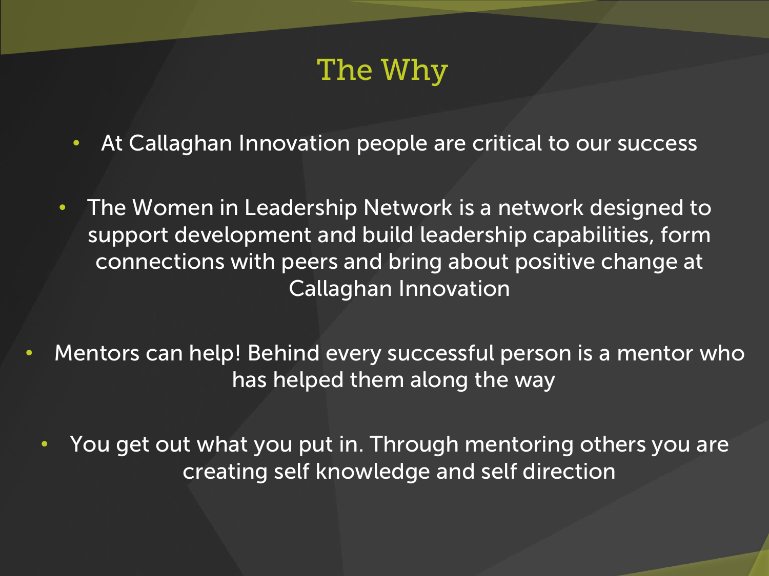# The Why

- At Callaghan Innovation people are critical to our success
- The Women in Leadership Network is a network designed to support development and build leadership capabilities, form connections with peers and bring about positive change at Callaghan Innovation
- Mentors can help! Behind every successful person is a mentor who has helped them along the way
- You get out what you put in. Through mentoring others you are creating self knowledge and self direction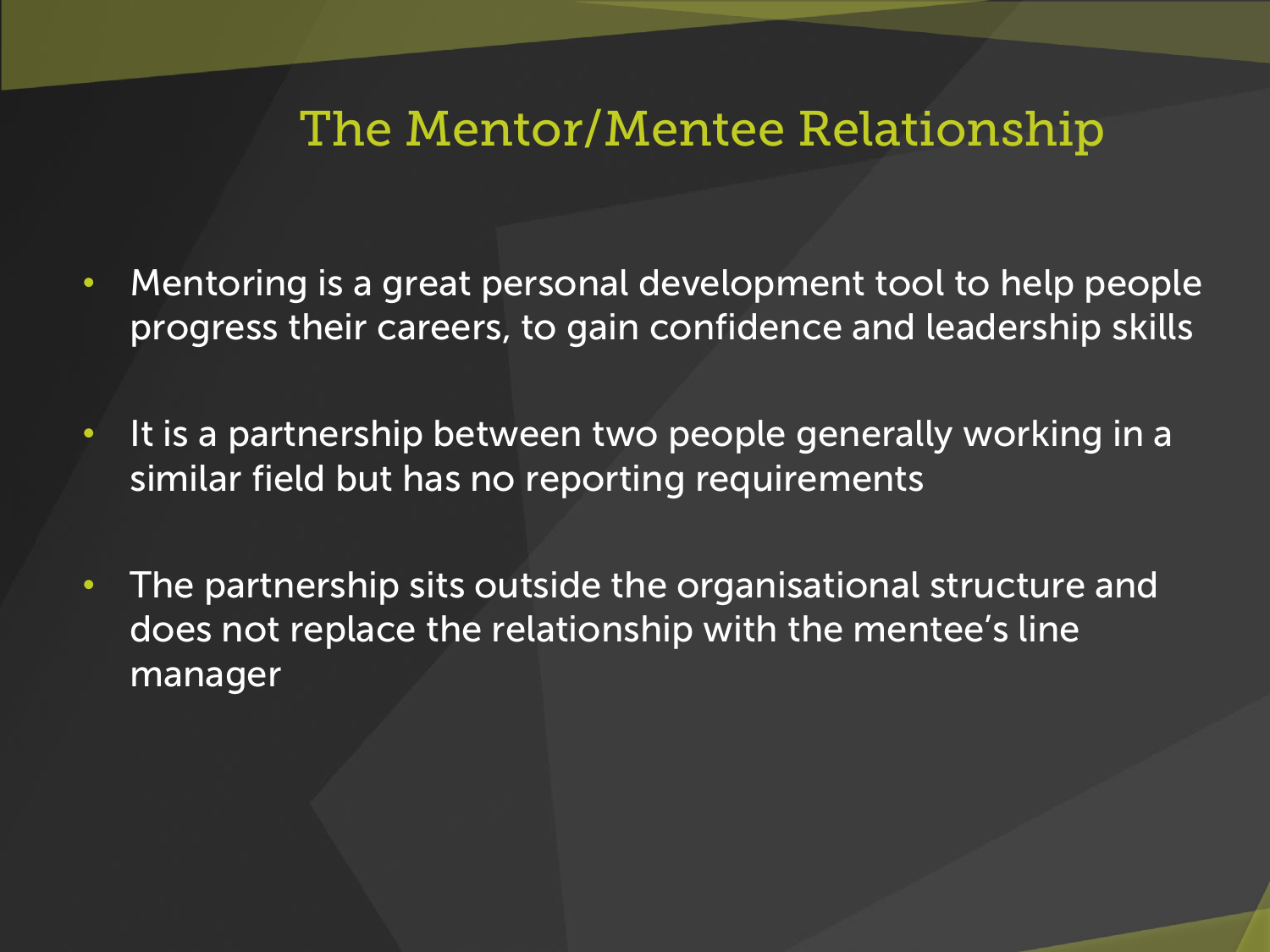# The Mentor/Mentee Relationship

- Mentoring is a great personal development tool to help people progress their careers, to gain confidence and leadership skills
- It is a partnership between two people generally working in a similar field but has no reporting requirements
- The partnership sits outside the organisational structure and does not replace the relationship with the mentee's line manager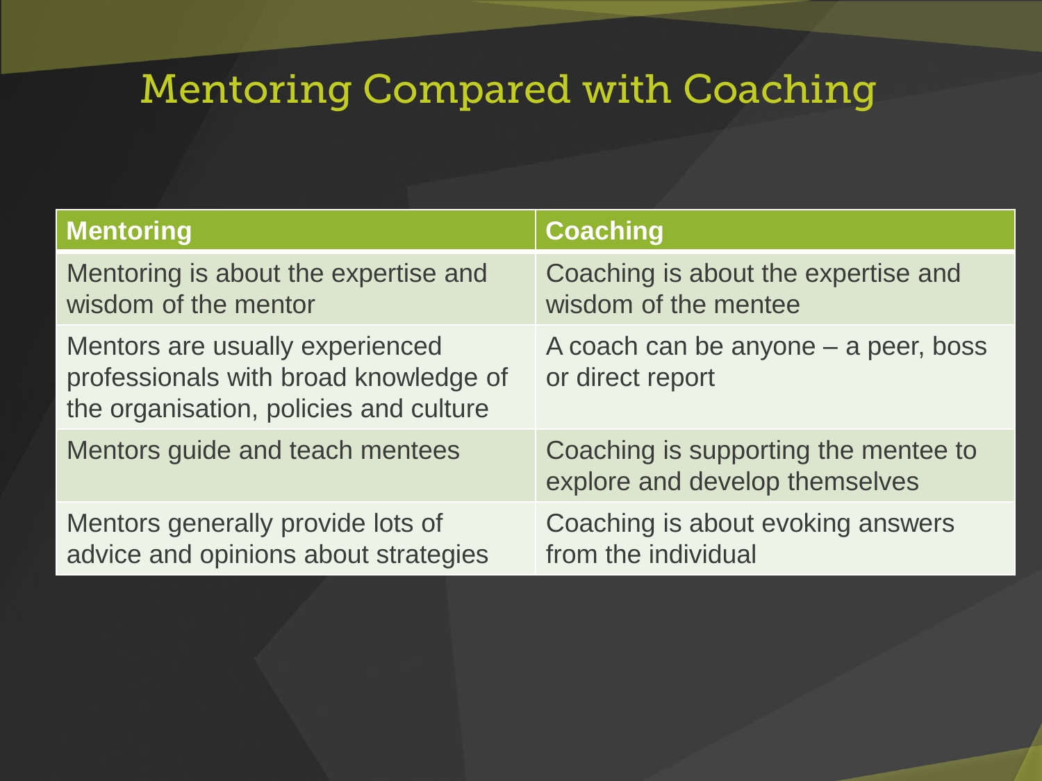# Mentoring Compared with Coaching

| Mentoring | Coaching |
| --- | --- |
| Mentoring is about the expertise and wisdom of the mentor | Coaching is about the expertise and wisdom of the mentee |
| Mentors are usually experienced professionals with broad knowledge of the organisation, policies and culture | A coach can be anyone – a peer, boss or direct report |
| Mentors guide and teach mentees | Coaching is supporting the mentee to explore and develop themselves |
| Mentors generally provide lots of advice and opinions about strategies | Coaching is about evoking answers from the individual |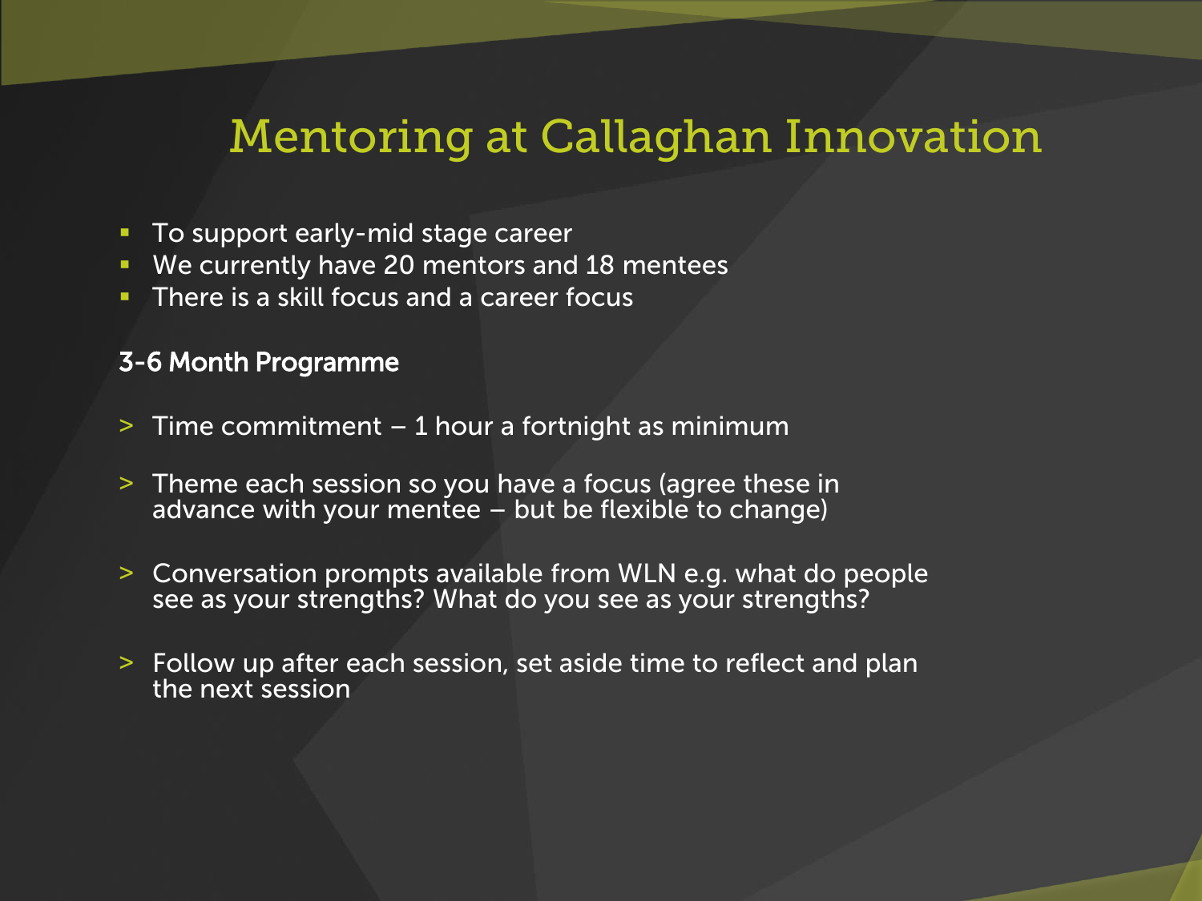# Mentoring at Callaghan Innovation

- To support early-mid stage career
- We currently have 20 mentors and 18 mentees
- There is a skill focus and a career focus

**3-6 Month Programme**

- Time commitment – 1 hour a fortnight as minimum
- Theme each session so you have a focus (agree these in advance with your mentee – but be flexible to change)
- Conversation prompts available from WLN e.g. what do people see as your strengths? What do you see as your strengths?
- Follow up after each session, set aside time to reflect and plan the next session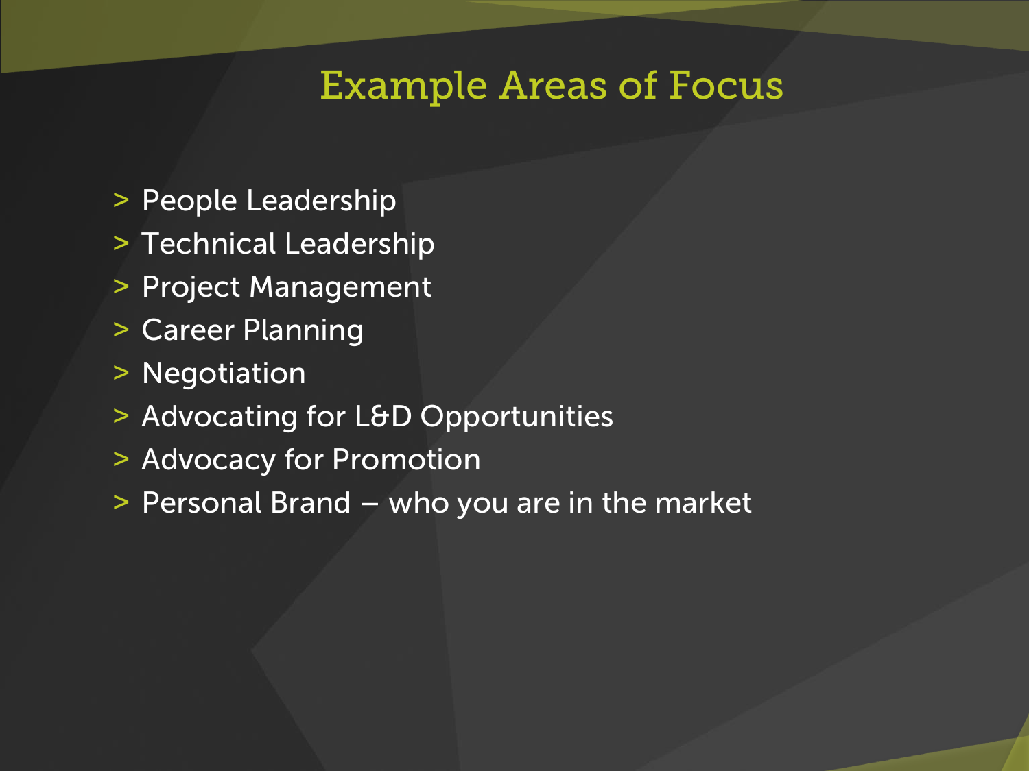# Example Areas of Focus

- People Leadership
- Technical Leadership
- Project Management
- Career Planning
- Negotiation
- Advocating for L&D Opportunities
- Advocacy for Promotion
- Personal Brand – who you are in the market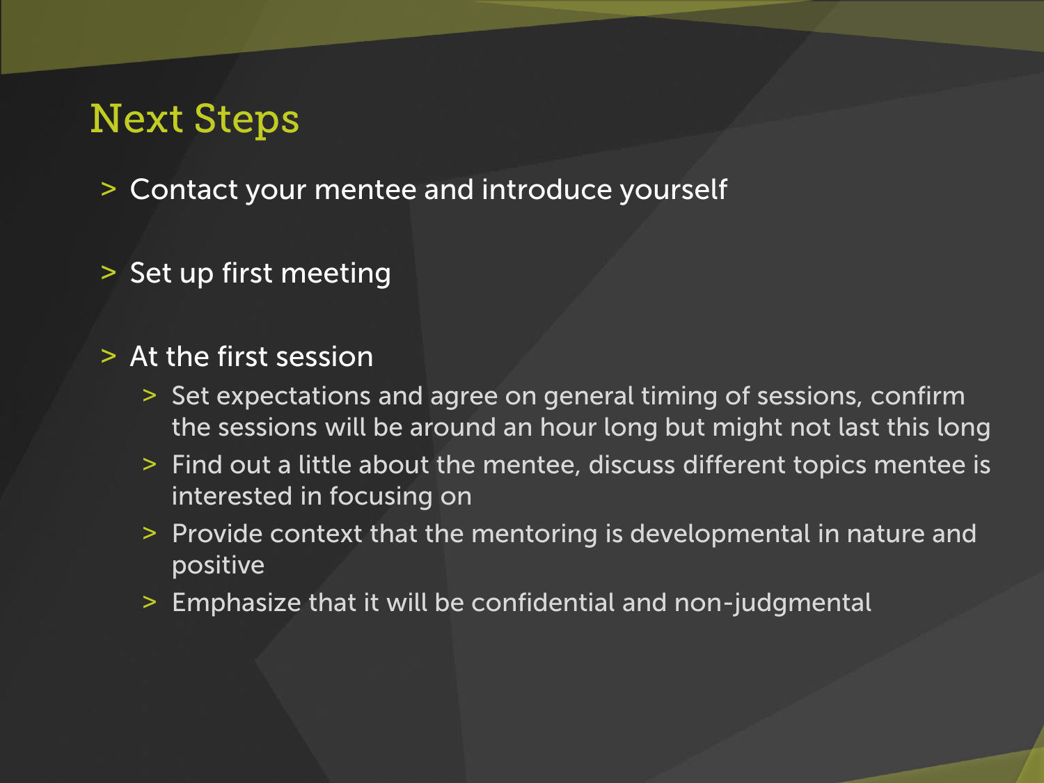# Next Steps

- Contact your mentee and introduce yourself
- Set up first meeting
- At the first session
  - Set expectations and agree on general timing of sessions, confirm the sessions will be around an hour long but might not last this long
  - Find out a little about the mentee, discuss different topics mentee is interested in focusing on
  - Provide context that the mentoring is developmental in nature and positive
  - Emphasize that it will be confidential and non-judgmental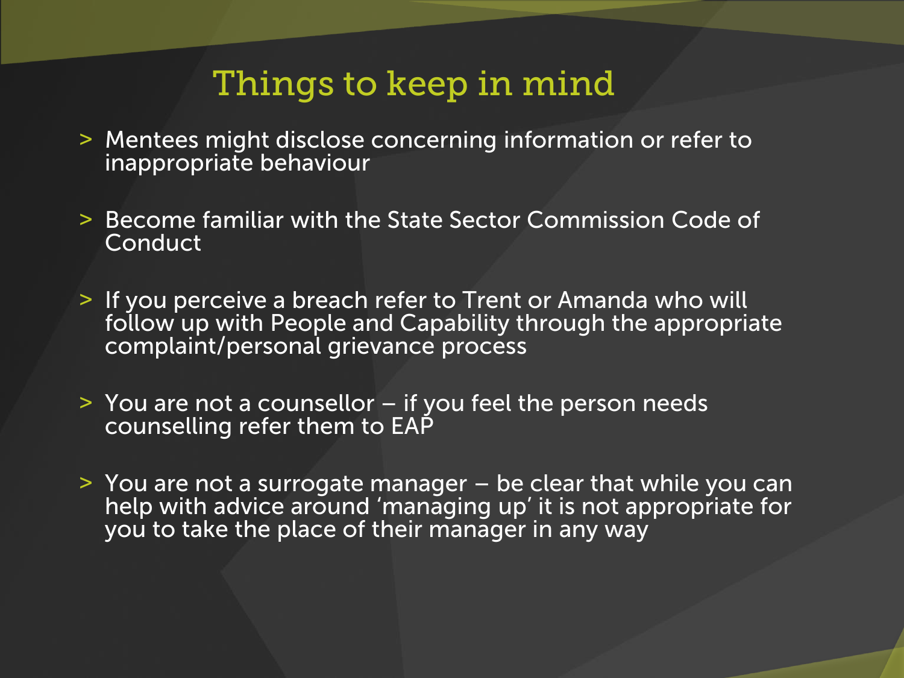# Things to keep in mind

- Mentees might disclose concerning information or refer to inappropriate behaviour
- Become familiar with the State Sector Commission Code of Conduct
- If you perceive a breach refer to Trent or Amanda who will follow up with People and Capability through the appropriate complaint/personal grievance process
- You are not a counsellor – if you feel the person needs counselling refer them to EAP
- You are not a surrogate manager – be clear that while you can help with advice around 'managing up' it is not appropriate for you to take the place of their manager in any way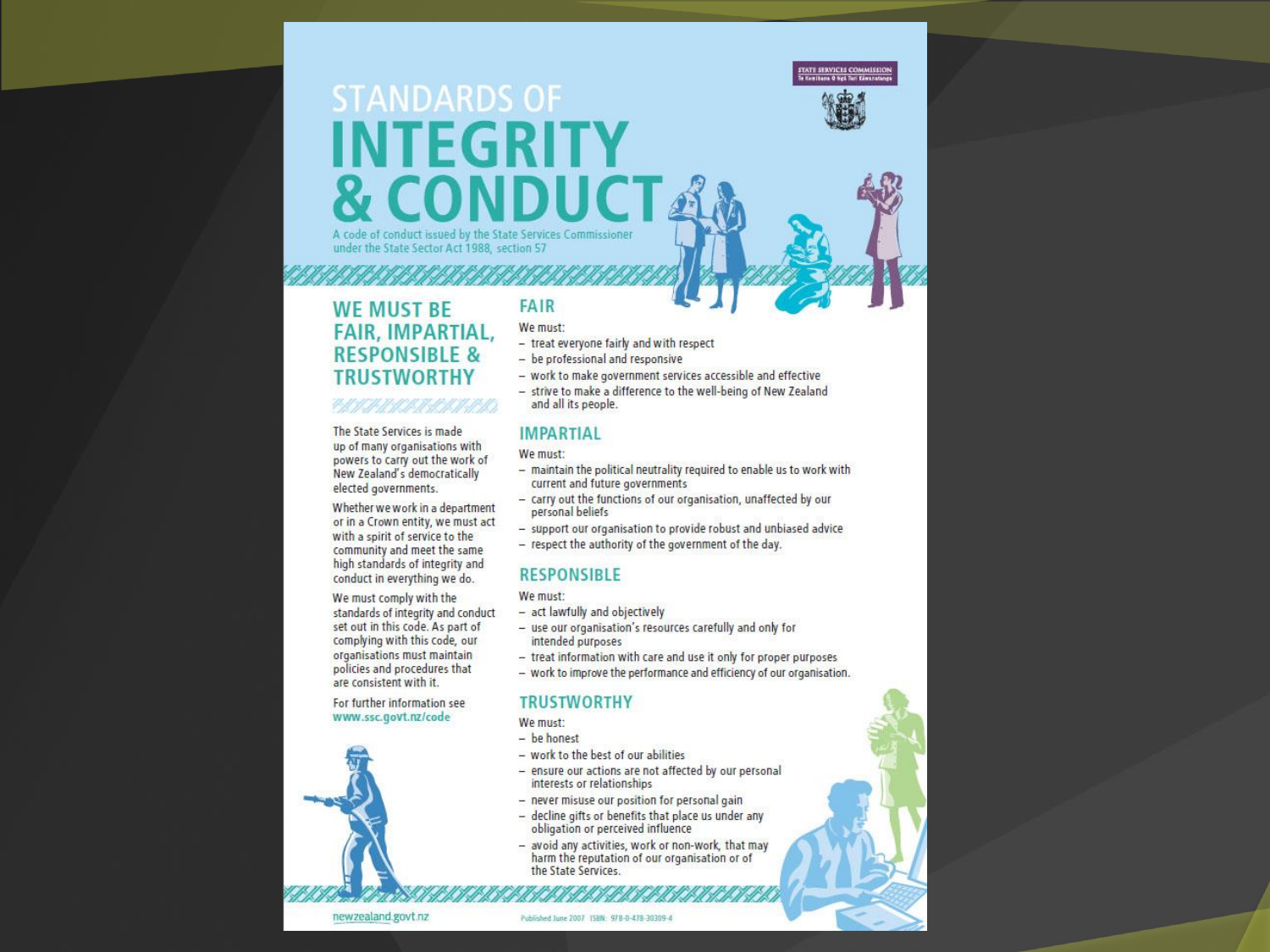STATE SERVICES COMMISSION
Te Komihana O Ngā Tari Kāwanatanga

# STANDARDS OF INTEGRITY & CONDUCT

A code of conduct issued by the State Services Commissioner under the State Sector Act 1988, section 57

## WE MUST BE FAIR, IMPARTIAL, RESPONSIBLE & TRUSTWORTHY

The State Services is made up of many organisations with powers to carry out the work of New Zealand's democratically elected governments.

Whether we work in a department or in a Crown entity, we must act with a spirit of service to the community and meet the same high standards of integrity and conduct in everything we do.

We must comply with the standards of integrity and conduct set out in this code. As part of complying with this code, our organisations must maintain policies and procedures that are consistent with it.

For further information see www.ssc.govt.nz/code

## FAIR

We must:

- treat everyone fairly and with respect
- be professional and responsive
- work to make government services accessible and effective
- strive to make a difference to the well-being of New Zealand and all its people.

## IMPARTIAL

We must:

- maintain the political neutrality required to enable us to work with current and future governments
- carry out the functions of our organisation, unaffected by our personal beliefs
- support our organisation to provide robust and unbiased advice
- respect the authority of the government of the day.

## RESPONSIBLE

We must:

- act lawfully and objectively
- use our organisation's resources carefully and only for intended purposes
- treat information with care and use it only for proper purposes
- work to improve the performance and efficiency of our organisation.

## TRUSTWORTHY

We must:

- be honest
- work to the best of our abilities
- ensure our actions are not affected by our personal interests or relationships
- never misuse our position for personal gain
- decline gifts or benefits that place us under any obligation or perceived influence
- avoid any activities, work or non-work, that may harm the reputation of our organisation or of the State Services.

newzealand.govt.nz

Published June 2007 ISBN: 978-0-478-30309-4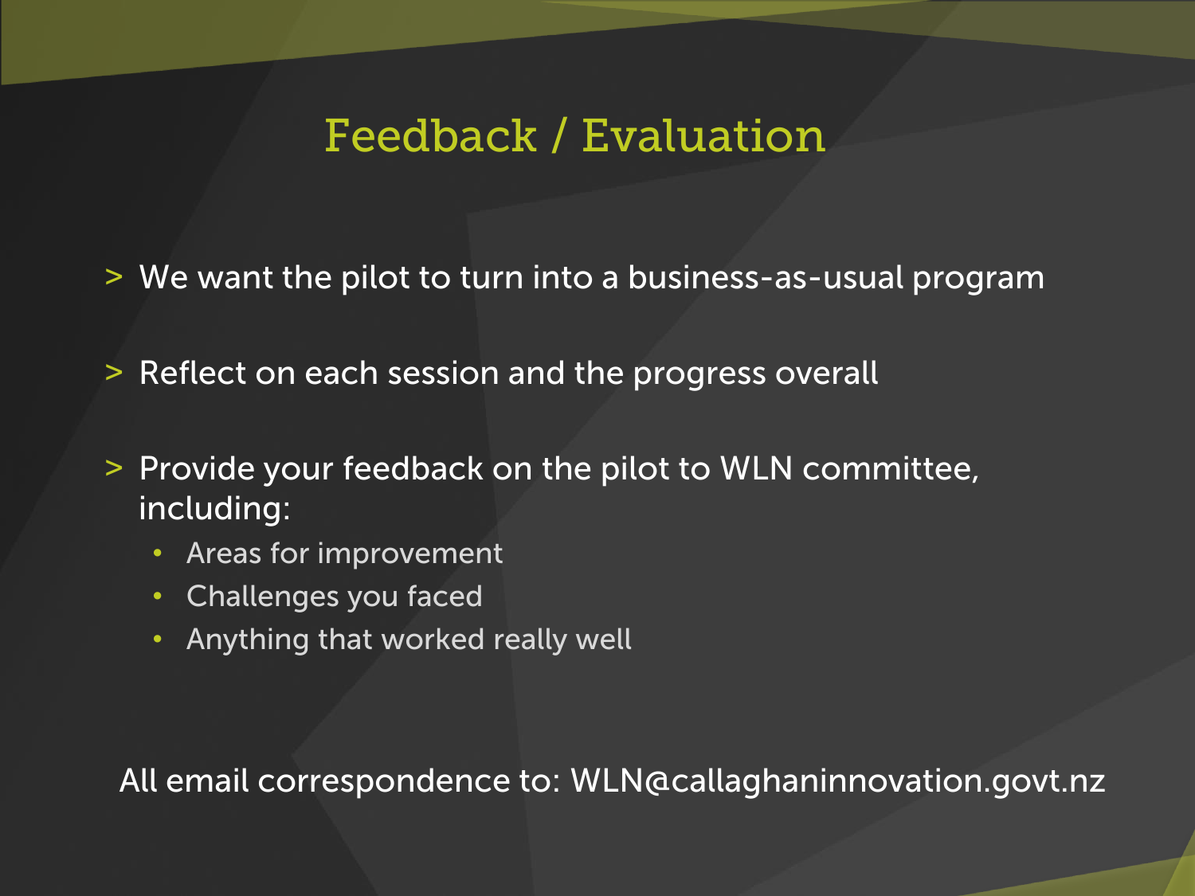# Feedback / Evaluation

> We want the pilot to turn into a business-as-usual program

> Reflect on each session and the progress overall

> Provide your feedback on the pilot to WLN committee, including:

- Areas for improvement
- Challenges you faced
- Anything that worked really well

All email correspondence to: WLN@callaghaninnovation.govt.nz